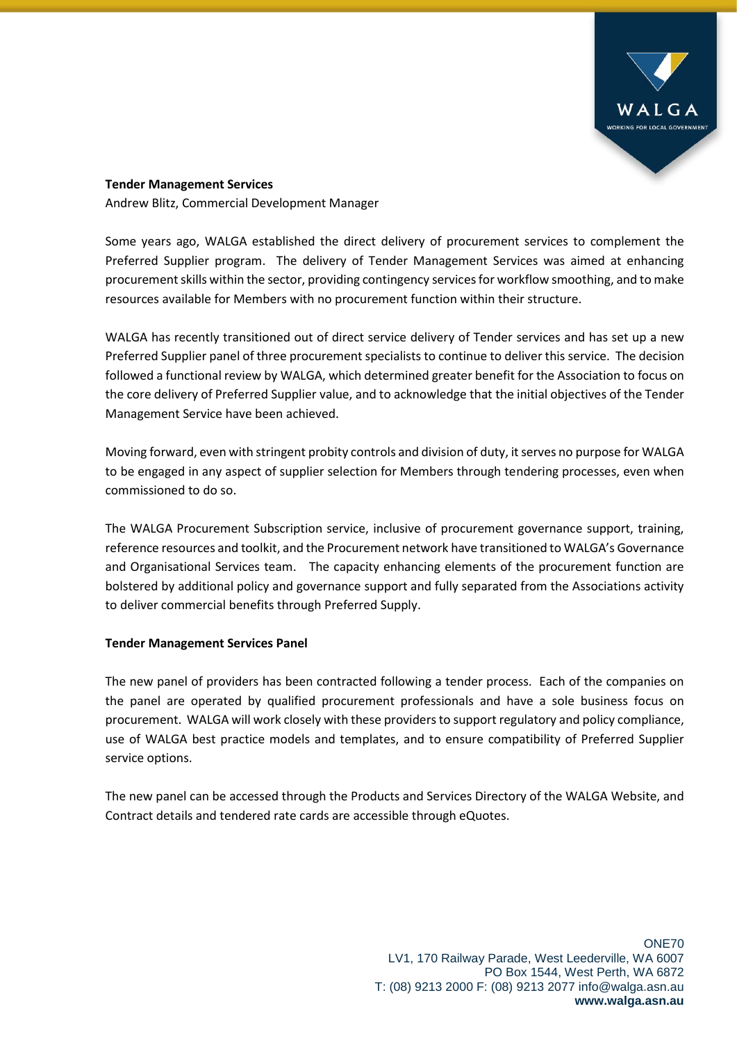**Tender Management Services**

Andrew Blitz, Commercial Development Manager

Some years ago, WALGA established the direct delivery of procurement services to complement the Preferred Supplier program. The delivery of Tender Management Services was aimed at enhancing procurement skills within the sector, providing contingency services for workflow smoothing, and to make resources available for Members with no procurement function within their structure.

WALGA has recently transitioned out of direct service delivery of Tender services and has set up a new Preferred Supplier panel of three procurement specialists to continue to deliver this service. The decision followed a functional review by WALGA, which determined greater benefit for the Association to focus on the core delivery of Preferred Supplier value, and to acknowledge that the initial objectives of the Tender Management Service have been achieved.

Moving forward, even with stringent probity controls and division of duty, it serves no purpose for WALGA to be engaged in any aspect of supplier selection for Members through tendering processes, even when commissioned to do so.

The WALGA Procurement Subscription service, inclusive of procurement governance support, training, reference resources and toolkit, and the Procurement network have transitioned to WALGA's Governance and Organisational Services team. The capacity enhancing elements of the procurement function are bolstered by additional policy and governance support and fully separated from the Associations activity to deliver commercial benefits through Preferred Supply.

**Tender Management Services Panel**

The new panel of providers has been contracted following a tender process. Each of the companies on the panel are operated by qualified procurement professionals and have a sole business focus on procurement. WALGA will work closely with these providers to support regulatory and policy compliance, use of WALGA best practice models and templates, and to ensure compatibility of Preferred Supplier service options.

The new panel can be accessed through the Products and Services Directory of the WALGA Website, and Contract details and tendered rate cards are accessible through eQuotes.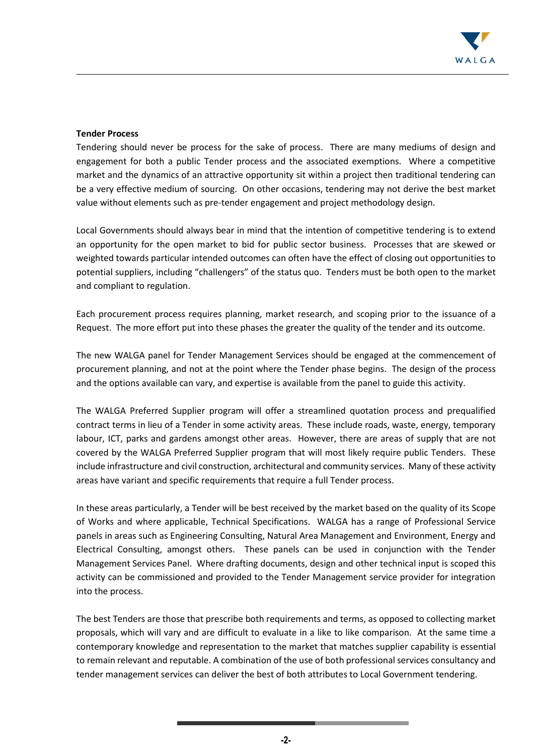**Tender Process**

Tendering should never be process for the sake of process. There are many mediums of design and engagement for both a public Tender process and the associated exemptions. Where a competitive market and the dynamics of an attractive opportunity sit within a project then traditional tendering can be a very effective medium of sourcing. On other occasions, tendering may not derive the best market value without elements such as pre-tender engagement and project methodology design.

Local Governments should always bear in mind that the intention of competitive tendering is to extend an opportunity for the open market to bid for public sector business. Processes that are skewed or weighted towards particular intended outcomes can often have the effect of closing out opportunities to potential suppliers, including "challengers" of the status quo. Tenders must be both open to the market and compliant to regulation.

Each procurement process requires planning, market research, and scoping prior to the issuance of a Request. The more effort put into these phases the greater the quality of the tender and its outcome.

The new WALGA panel for Tender Management Services should be engaged at the commencement of procurement planning, and not at the point where the Tender phase begins. The design of the process and the options available can vary, and expertise is available from the panel to guide this activity.

The WALGA Preferred Supplier program will offer a streamlined quotation process and prequalified contract terms in lieu of a Tender in some activity areas. These include roads, waste, energy, temporary labour, ICT, parks and gardens amongst other areas. However, there are areas of supply that are not covered by the WALGA Preferred Supplier program that will most likely require public Tenders. These include infrastructure and civil construction, architectural and community services. Many of these activity areas have variant and specific requirements that require a full Tender process.

In these areas particularly, a Tender will be best received by the market based on the quality of its Scope of Works and where applicable, Technical Specifications. WALGA has a range of Professional Service panels in areas such as Engineering Consulting, Natural Area Management and Environment, Energy and Electrical Consulting, amongst others. These panels can be used in conjunction with the Tender Management Services Panel. Where drafting documents, design and other technical input is scoped this activity can be commissioned and provided to the Tender Management service provider for integration into the process.

The best Tenders are those that prescribe both requirements and terms, as opposed to collecting market proposals, which will vary and are difficult to evaluate in a like to like comparison. At the same time a contemporary knowledge and representation to the market that matches supplier capability is essential to remain relevant and reputable. A combination of the use of both professional services consultancy and tender management services can deliver the best of both attributes to Local Government tendering.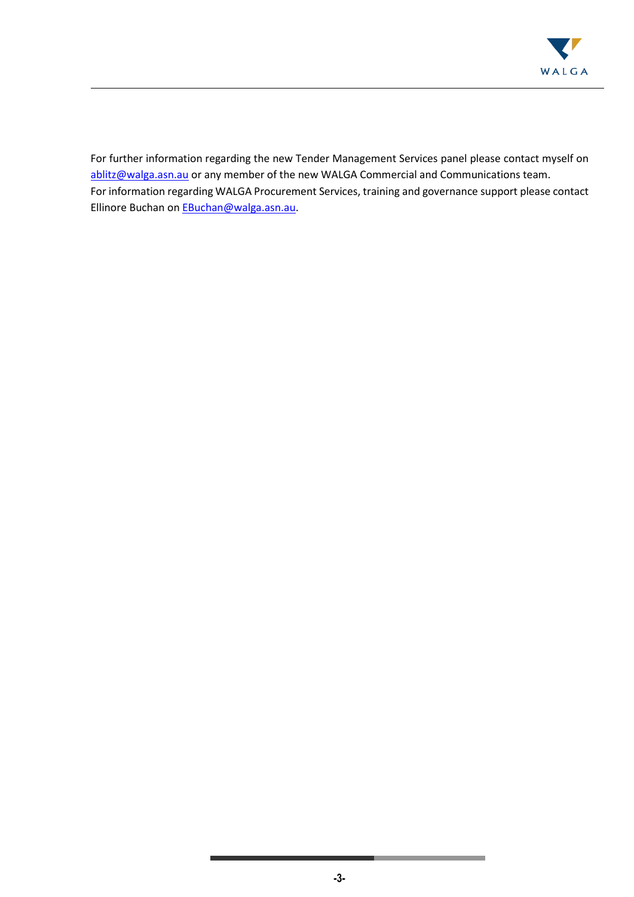For further information regarding the new Tender Management Services panel please contact myself on ablitz@walga.asn.au or any member of the new WALGA Commercial and Communications team.
For information regarding WALGA Procurement Services, training and governance support please contact Ellinore Buchan on EBuchan@walga.asn.au.